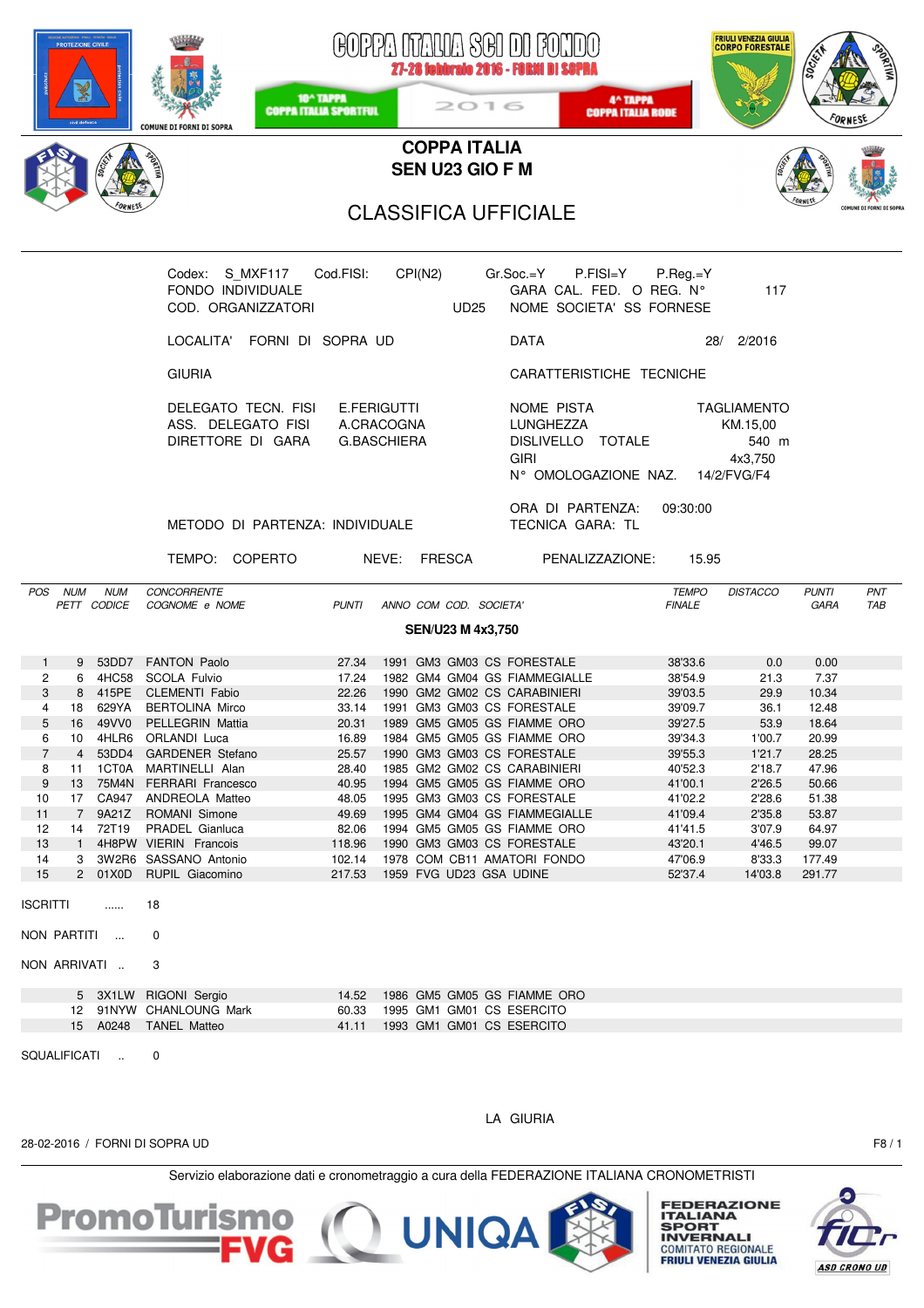# COPPA ITALIA SCI DI FONDO

**27-28 febbraio 2016 - FORNI DI SOPRA**

10^ TAPPA COPPA ITALIA SPORTFUL — 2016 — 4^ TAPPA COPPA ITALIA RODE

FRIULI VENEZIA GIULIA CORPO FORESTALE

COMUNE DI FORNI DI SOPRA

## COPPA ITALIA
## SEN U23 GIO F M

## CLASSIFICA UFFICIALE

Codex: S_MXF117 Cod.FISI: CPI(N2) Gr.Soc.=Y P.FISI=Y P.Reg.=Y
FONDO INDIVIDUALE GARA CAL. FED. O REG. N° 117
COD. ORGANIZZATORI UD25 NOME SOCIETA' SS FORNESE

LOCALITA' FORNI DI SOPRA UD DATA 28/ 2/2016

GIURIA CARATTERISTICHE TECNICHE

DELEGATO TECN. FISI E.FERIGUTTI
ASS. DELEGATO FISI A.CRACOGNA
DIRETTORE DI GARA G.BASCHIERA

NOME PISTA TAGLIAMENTO
LUNGHEZZA KM.15,00
DISLIVELLO TOTALE 540 m
GIRI 4x3,750
N° OMOLOGAZIONE NAZ. 14/2/FVG/F4

METODO DI PARTENZA: INDIVIDUALE
ORA DI PARTENZA: 09:30:00
TECNICA GARA: TL

TEMPO: COPERTO NEVE: FRESCA PENALIZZAZIONE: 15.95

**SEN/U23 M 4x3,750**

| POS | NUM PETT | NUM CODICE | CONCORRENTE COGNOME e NOME | PUNTI | ANNO | COM | COD. | SOCIETA' | TEMPO FINALE | DISTACCO | PUNTI GARA | PNT TAB |
|---|---|---|---|---|---|---|---|---|---|---|---|---|
| 1 | 9 | 53DD7 | FANTON Paolo | 27.34 | 1991 | GM3 | GM03 | CS FORESTALE | 38'33.6 | 0.0 | 0.00 | |
| 2 | 6 | 4HC58 | SCOLA Fulvio | 17.24 | 1982 | GM4 | GM04 | GS FIAMMEGIALLE | 38'54.9 | 21.3 | 7.37 | |
| 3 | 8 | 415PE | CLEMENTI Fabio | 22.26 | 1990 | GM2 | GM02 | CS CARABINIERI | 39'03.5 | 29.9 | 10.34 | |
| 4 | 18 | 629YA | BERTOLINA Mirco | 33.14 | 1991 | GM3 | GM03 | CS FORESTALE | 39'09.7 | 36.1 | 12.48 | |
| 5 | 16 | 49VV0 | PELLEGRIN Mattia | 20.31 | 1989 | GM5 | GM05 | GS FIAMME ORO | 39'27.5 | 53.9 | 18.64 | |
| 6 | 10 | 4HLR6 | ORLANDI Luca | 16.89 | 1984 | GM5 | GM05 | GS FIAMME ORO | 39'34.3 | 1'00.7 | 20.99 | |
| 7 | 4 | 53DD4 | GARDENER Stefano | 25.57 | 1990 | GM3 | GM03 | CS FORESTALE | 39'55.3 | 1'21.7 | 28.25 | |
| 8 | 11 | 1CT0A | MARTINELLI Alan | 28.40 | 1985 | GM2 | GM02 | CS CARABINIERI | 40'52.3 | 2'18.7 | 47.96 | |
| 9 | 13 | 75M4N | FERRARI Francesco | 40.95 | 1994 | GM5 | GM05 | GS FIAMME ORO | 41'00.1 | 2'26.5 | 50.66 | |
| 10 | 17 | CA947 | ANDREOLA Matteo | 48.05 | 1995 | GM3 | GM03 | CS FORESTALE | 41'02.2 | 2'28.6 | 51.38 | |
| 11 | 7 | 9A21Z | ROMANI Simone | 49.69 | 1995 | GM4 | GM04 | GS FIAMMEGIALLE | 41'09.4 | 2'35.8 | 53.87 | |
| 12 | 14 | 72T19 | PRADEL Gianluca | 82.06 | 1994 | GM5 | GM05 | GS FIAMME ORO | 41'41.5 | 3'07.9 | 64.97 | |
| 13 | 1 | 4H8PW | VIERIN Francois | 118.96 | 1990 | GM3 | GM03 | CS FORESTALE | 43'20.1 | 4'46.5 | 99.07 | |
| 14 | 3 | 3W2R6 | SASSANO Antonio | 102.14 | 1978 | COM | CB11 | AMATORI FONDO | 47'06.9 | 8'33.3 | 177.49 | |
| 15 | 2 | 01X0D | RUPIL Giacomino | 217.53 | 1959 | FVG | UD23 | GSA UDINE | 52'37.4 | 14'03.8 | 291.77 | |

ISCRITTI ...... 18

NON PARTITI ... 0

NON ARRIVATI .. 3

| NUM PETT | NUM CODICE | COGNOME e NOME | PUNTI | ANNO | COM | COD. | SOCIETA' |
|---|---|---|---|---|---|---|---|
| 5 | 3X1LW | RIGONI Sergio | 14.52 | 1986 | GM5 | GM05 | GS FIAMME ORO |
| 12 | 91NYW | CHANLOUNG Mark | 60.33 | 1995 | GM1 | GM01 | CS ESERCITO |
| 15 | A0248 | TANEL Matteo | 41.11 | 1993 | GM1 | GM01 | CS ESERCITO |

SQUALIFICATI .. 0

LA GIURIA

28-02-2016 / FORNI DI SOPRA UD F8 / 1

Servizio elaborazione dati e cronometraggio a cura della FEDERAZIONE ITALIANA CRONOMETRISTI

PromoTurismo FVG — UNIQA — FISI — FEDERAZIONE ITALIANA SPORT INVERNALI COMITATO REGIONALE FRIULI VENEZIA GIULIA — FICr ASD CRONO UD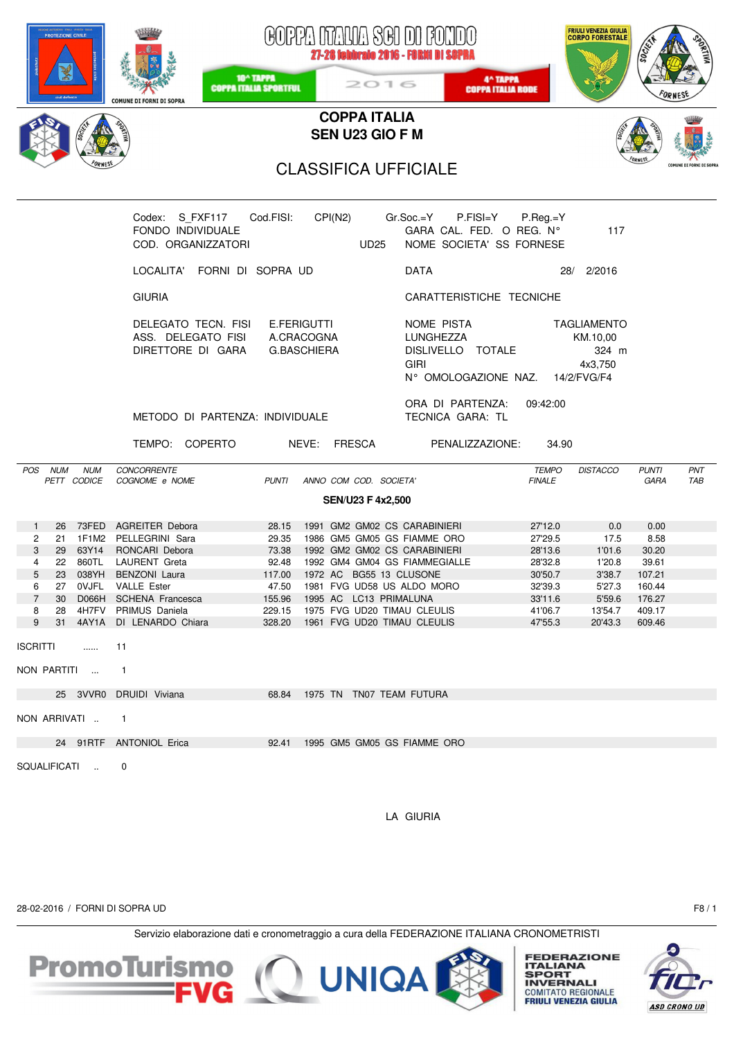# COPPA ITALIA SCI DI FONDO

27-28 febbraio 2016 - FORNI DI SOPRA

10^ TAPPA COPPA ITALIA SPORTFUL — 2016 — 4^ TAPPA COPPA ITALIA RODE

## COPPA ITALIA
## SEN U23 GIO F M

## CLASSIFICA UFFICIALE

Codex: S_FXF117 Cod.FISI: CPI(N2) Gr.Soc.=Y P.FISI=Y P.Reg.=Y
FONDO INDIVIDUALE
COD. ORGANIZZATORI UD25

GARA CAL. FED. O REG. N° 117
NOME SOCIETA' SS FORNESE

LOCALITA' FORNI DI SOPRA UD
DATA 28/ 2/2016

GIURIA
DELEGATO TECN. FISI E.FERIGUTTI
ASS. DELEGATO FISI A.CRACOGNA
DIRETTORE DI GARA G.BASCHIERA

CARATTERISTICHE TECNICHE
NOME PISTA TAGLIAMENTO
LUNGHEZZA KM.10,00
DISLIVELLO TOTALE 324 m
GIRI 4x3,750
N° OMOLOGAZIONE NAZ. 14/2/FVG/F4

ORA DI PARTENZA: 09:42:00
METODO DI PARTENZA: INDIVIDUALE
TECNICA GARA: TL

TEMPO: COPERTO NEVE: FRESCA PENALIZZAZIONE: 34.90

**SEN/U23 F 4x2,500**

| POS | NUM PETT | NUM CODICE | CONCORRENTE COGNOME e NOME | PUNTI | ANNO COM COD. SOCIETA' | TEMPO FINALE | DISTACCO | PUNTI GARA | PNT TAB |
|---|---|---|---|---|---|---|---|---|---|
| 1 | 26 | 73FED | AGREITER Debora | 28.15 | 1991 GM2 GM02 CS CARABINIERI | 27'12.0 | 0.0 | 0.00 | |
| 2 | 21 | 1F1M2 | PELLEGRINI Sara | 29.35 | 1986 GM5 GM05 GS FIAMME ORO | 27'29.5 | 17.5 | 8.58 | |
| 3 | 29 | 63Y14 | RONCARI Debora | 73.38 | 1992 GM2 GM02 CS CARABINIERI | 28'13.6 | 1'01.6 | 30.20 | |
| 4 | 22 | 860TL | LAURENT Greta | 92.48 | 1992 GM4 GM04 GS FIAMMEGIALLE | 28'32.8 | 1'20.8 | 39.61 | |
| 5 | 23 | 038YH | BENZONI Laura | 117.00 | 1972 AC BG55 13 CLUSONE | 30'50.7 | 3'38.7 | 107.21 | |
| 6 | 27 | 0VJFL | VALLE Ester | 47.50 | 1981 FVG UD58 US ALDO MORO | 32'39.3 | 5'27.3 | 160.44 | |
| 7 | 30 | D066H | SCHENA Francesca | 155.96 | 1995 AC LC13 PRIMALUNA | 33'11.6 | 5'59.6 | 176.27 | |
| 8 | 28 | 4H7FV | PRIMUS Daniela | 229.15 | 1975 FVG UD20 TIMAU CLEULIS | 41'06.7 | 13'54.7 | 409.17 | |
| 9 | 31 | 4AY1A | DI LENARDO Chiara | 328.20 | 1961 FVG UD20 TIMAU CLEULIS | 47'55.3 | 20'43.3 | 609.46 | |

ISCRITTI ...... 11

NON PARTITI ... 1

| NUM PETT | NUM CODICE | COGNOME e NOME | PUNTI | ANNO COM COD. SOCIETA' |
|---|---|---|---|---|
| 25 | 3VVR0 | DRUIDI Viviana | 68.84 | 1975 TN TN07 TEAM FUTURA |

NON ARRIVATI .. 1

| NUM PETT | NUM CODICE | COGNOME e NOME | PUNTI | ANNO COM COD. SOCIETA' |
|---|---|---|---|---|
| 24 | 91RTF | ANTONIOL Erica | 92.41 | 1995 GM5 GM05 GS FIAMME ORO |

SQUALIFICATI .. 0

LA GIURIA

28-02-2016 / FORNI DI SOPRA UD

Servizio elaborazione dati e cronometraggio a cura della FEDERAZIONE ITALIANA CRONOMETRISTI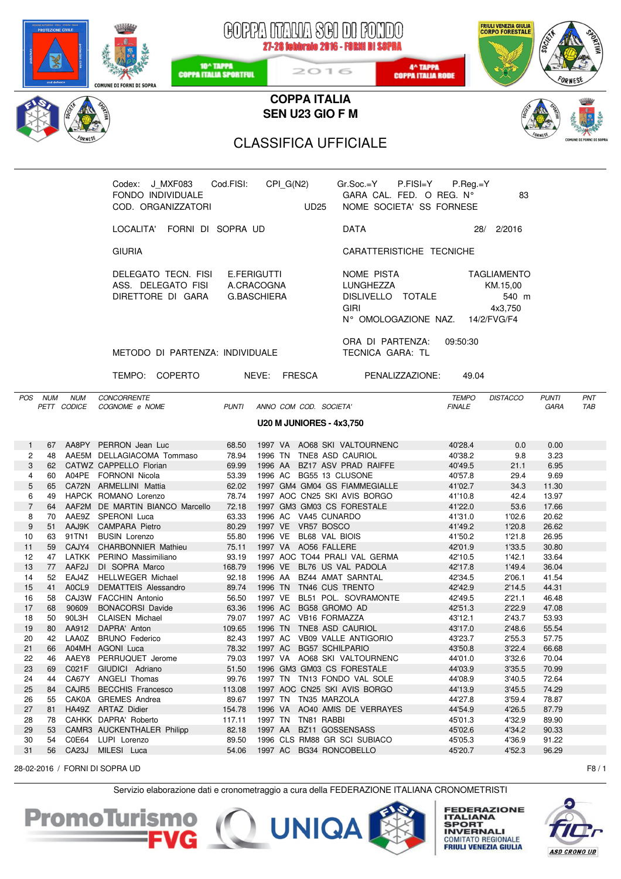# COPPA ITALIA SCI DI FONDO

27-28 febbraio 2016 - FORNI DI SOPRA

10^ TAPPA COPPA ITALIA SPORTFUL — 2016 — 4^ TAPPA COPPA ITALIA RODE

## COPPA ITALIA
## SEN U23 GIO F M

## CLASSIFICA UFFICIALE

Codex: J_MXF083 Cod.FISI: CPI_G(N2)
FONDO INDIVIDUALE
COD. ORGANIZZATORI UD25

Gr.Soc.=Y P.FISI=Y P.Reg.=Y
GARA CAL. FED. O REG. N° 83
NOME SOCIETA' SS FORNESE

LOCALITA' FORNI DI SOPRA UD

DATA 28/ 2/2016

GIURIA

DELEGATO TECN. FISI E.FERIGUTTI
ASS. DELEGATO FISI A.CRACOGNA
DIRETTORE DI GARA G.BASCHIERA

CARATTERISTICHE TECNICHE

NOME PISTA TAGLIAMENTO
LUNGHEZZA KM.15,00
DISLIVELLO TOTALE 540 m
GIRI 4x3,750
N° OMOLOGAZIONE NAZ. 14/2/FVG/F4

METODO DI PARTENZA: INDIVIDUALE

ORA DI PARTENZA: 09:50:30
TECNICA GARA: TL

TEMPO: COPERTO NEVE: FRESCA PENALIZZAZIONE: 49.04

**U20 M JUNIORES - 4x3,750**

| POS | NUM PETT | NUM CODICE | CONCORRENTE COGNOME e NOME | PUNTI | ANNO | COM | COD. SOCIETA' | TEMPO FINALE | DISTACCO | PUNTI GARA | PNT TAB |
|---|---|---|---|---|---|---|---|---|---|---|---|
| 1 | 67 | AA8PY | PERRON Jean Luc | 68.50 | 1997 | VA | AO68 SKI VALTOURNENC | 40'28.4 | 0.0 | 0.00 | |
| 2 | 48 | AAE5M | DELLAGIACOMA Tommaso | 78.94 | 1996 | TN | TNE8 ASD CAURIOL | 40'38.2 | 9.8 | 3.23 | |
| 3 | 62 | CATWZ | CAPPELLO Florian | 69.99 | 1996 | AA | BZ17 ASV PRAD RAIFFE | 40'49.5 | 21.1 | 6.95 | |
| 4 | 60 | A04PE | FORNONI Nicola | 53.39 | 1996 | AC | BG55 13 CLUSONE | 40'57.8 | 29.4 | 9.69 | |
| 5 | 65 | CA72N | ARMELLINI Mattia | 62.02 | 1997 | GM4 | GM04 GS FIAMMEGIALLE | 41'02.7 | 34.3 | 11.30 | |
| 6 | 49 | HAPCK | ROMANO Lorenzo | 78.74 | 1997 | AOC | CN25 SKI AVIS BORGO | 41'10.8 | 42.4 | 13.97 | |
| 7 | 64 | AAF2M | DE MARTIN BIANCO Marcello | 72.18 | 1997 | GM3 | GM03 CS FORESTALE | 41'22.0 | 53.6 | 17.66 | |
| 8 | 70 | AAE9Z | SPERONI Luca | 63.33 | 1996 | AC | VA45 CUNARDO | 41'31.0 | 1'02.6 | 20.62 | |
| 9 | 51 | AAJ9K | CAMPARA Pietro | 80.29 | 1997 | VE | VR57 BOSCO | 41'49.2 | 1'20.8 | 26.62 | |
| 10 | 63 | 91TN1 | BUSIN Lorenzo | 55.80 | 1996 | VE | BL68 VAL BIOIS | 41'50.2 | 1'21.8 | 26.95 | |
| 11 | 59 | CAJY4 | CHARBONNIER Mathieu | 75.11 | 1997 | VA | AO56 FALLERE | 42'01.9 | 1'33.5 | 30.80 | |
| 12 | 47 | LATKK | PERINO Massimiliano | 93.19 | 1997 | AOC | TO44 PRALI VAL GERMA | 42'10.5 | 1'42.1 | 33.64 | |
| 13 | 77 | AAF2J | DI SOPRA Marco | 168.79 | 1996 | VE | BL76 US VAL PADOLA | 42'17.8 | 1'49.4 | 36.04 | |
| 14 | 52 | EAJ4Z | HELLWEGER Michael | 92.18 | 1996 | AA | BZ44 AMAT SARNTAL | 42'34.5 | 2'06.1 | 41.54 | |
| 15 | 41 | A0CL9 | DEMATTEIS Alessandro | 89.74 | 1996 | TN | TN46 CUS TRENTO | 42'42.9 | 2'14.5 | 44.31 | |
| 16 | 58 | CAJ3W | FACCHIN Antonio | 56.50 | 1997 | VE | BL51 POL. SOVRAMONTE | 42'49.5 | 2'21.1 | 46.48 | |
| 17 | 68 | 90609 | BONACORSI Davide | 63.36 | 1996 | AC | BG58 GROMO AD | 42'51.3 | 2'22.9 | 47.08 | |
| 18 | 50 | 90L3H | CLAISEN Michael | 79.07 | 1997 | AC | VB16 FORMAZZA | 43'12.1 | 2'43.7 | 53.93 | |
| 19 | 80 | AA912 | DAPRA' Anton | 109.65 | 1996 | TN | TNE8 ASD CAURIOL | 43'17.0 | 2'48.6 | 55.54 | |
| 20 | 42 | LAA0Z | BRUNO Federico | 82.43 | 1997 | AC | VB09 VALLE ANTIGORIO | 43'23.7 | 2'55.3 | 57.75 | |
| 21 | 66 | A04MH | AGONI Luca | 78.32 | 1997 | AC | BG57 SCHILPARIO | 43'50.8 | 3'22.4 | 66.68 | |
| 22 | 46 | AAEY8 | PERRUQUET Jerome | 79.03 | 1997 | VA | AO68 SKI VALTOURNENC | 44'01.0 | 3'32.6 | 70.04 | |
| 23 | 69 | C021F | GIUDICI Adriano | 51.50 | 1996 | GM3 | GM03 CS FORESTALE | 44'03.9 | 3'35.5 | 70.99 | |
| 24 | 44 | CA67Y | ANGELI Thomas | 99.76 | 1997 | TN | TN13 FONDO VAL SOLE | 44'08.9 | 3'40.5 | 72.64 | |
| 25 | 84 | CAJR5 | BECCHIS Francesco | 113.08 | 1997 | AOC | CN25 SKI AVIS BORGO | 44'13.9 | 3'45.5 | 74.29 | |
| 26 | 55 | CAK0A | GREMES Andrea | 89.67 | 1997 | TN | TN35 MARZOLA | 44'27.8 | 3'59.4 | 78.87 | |
| 27 | 81 | HA49Z | ARTAZ Didier | 154.78 | 1996 | VA | AO40 AMIS DE VERRAYES | 44'54.9 | 4'26.5 | 87.79 | |
| 28 | 78 | CAHKK | DAPRA' Roberto | 117.11 | 1997 | TN | TN81 RABBI | 45'01.3 | 4'32.9 | 89.90 | |
| 29 | 53 | CAMR3 | AUCKENTHALER Philipp | 82.18 | 1997 | AA | BZ11 GOSSENSASS | 45'02.6 | 4'34.2 | 90.33 | |
| 30 | 54 | C0E64 | LUPI Lorenzo | 89.50 | 1996 | CLS | RM88 GR SCI SUBIACO | 45'05.3 | 4'36.9 | 91.22 | |
| 31 | 56 | CA23J | MILESI Luca | 54.06 | 1997 | AC | BG34 RONCOBELLO | 45'20.7 | 4'52.3 | 96.29 | |

28-02-2016 / FORNI DI SOPRA UD F8 / 1

Servizio elaborazione dati e cronometraggio a cura della FEDERAZIONE ITALIANA CRONOMETRISTI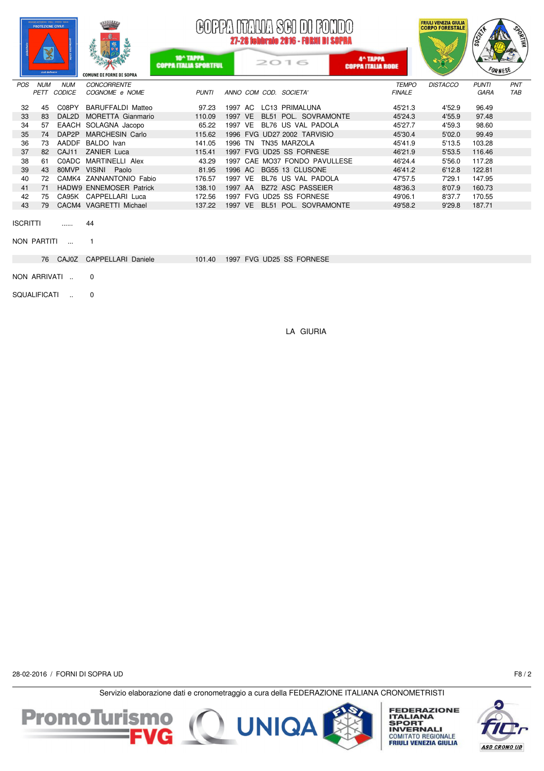# COPPA ITALIA SCI DI FONDO

27-28 febbraio 2016 - FORNI DI SOPRA

10^ TAPPA COPPA ITALIA SPORTFUL — 2016 — 4^ TAPPA COPPA ITALIA RODE

COMUNE DI FORNI DI SOPRA

| POS | NUM PETT | NUM CODICE | CONCORRENTE COGNOME e NOME | PUNTI | ANNO | COM | COD. | SOCIETA' | TEMPO FINALE | DISTACCO | PUNTI GARA | PNT TAB |
|---|---|---|---|---|---|---|---|---|---|---|---|---|
| 32 | 45 | C08PY | BARUFFALDI Matteo | 97.23 | 1997 | AC | LC13 | PRIMALUNA | 45'21.3 | 4'52.9 | 96.49 | |
| 33 | 83 | DAL2D | MORETTA Gianmario | 110.09 | 1997 | VE | BL51 | POL. SOVRAMONTE | 45'24.3 | 4'55.9 | 97.48 | |
| 34 | 57 | EAACH | SOLAGNA Jacopo | 65.22 | 1997 | VE | BL76 | US VAL PADOLA | 45'27.7 | 4'59.3 | 98.60 | |
| 35 | 74 | DAP2P | MARCHESIN Carlo | 115.62 | 1996 | FVG | UD27 | 2002 TARVISIO | 45'30.4 | 5'02.0 | 99.49 | |
| 36 | 73 | AADDF | BALDO Ivan | 141.05 | 1996 | TN | TN35 | MARZOLA | 45'41.9 | 5'13.5 | 103.28 | |
| 37 | 82 | CAJ11 | ZANIER Luca | 115.41 | 1997 | FVG | UD25 | SS FORNESE | 46'21.9 | 5'53.5 | 116.46 | |
| 38 | 61 | C0ADC | MARTINELLI Alex | 43.29 | 1997 | CAE | MO37 | FONDO PAVULLESE | 46'24.4 | 5'56.0 | 117.28 | |
| 39 | 43 | 80MVP | VISINI Paolo | 81.95 | 1996 | AC | BG55 | 13 CLUSONE | 46'41.2 | 6'12.8 | 122.81 | |
| 40 | 72 | CAMK4 | ZANNANTONIO Fabio | 176.57 | 1997 | VE | BL76 | US VAL PADOLA | 47'57.5 | 7'29.1 | 147.95 | |
| 41 | 71 | HADW9 | ENNEMOSER Patrick | 138.10 | 1997 | AA | BZ72 | ASC PASSEIER | 48'36.3 | 8'07.9 | 160.73 | |
| 42 | 75 | CA95K | CAPPELLARI Luca | 172.56 | 1997 | FVG | UD25 | SS FORNESE | 49'06.1 | 8'37.7 | 170.55 | |
| 43 | 79 | CACM4 | VAGRETTI Michael | 137.22 | 1997 | VE | BL51 | POL. SOVRAMONTE | 49'58.2 | 9'29.8 | 187.71 | |

ISCRITTI ...... 44

NON PARTITI ... 1

| NUM PETT | NUM CODICE | CONCORRENTE | PUNTI | ANNO | COM | COD. | SOCIETA' |
|---|---|---|---|---|---|---|---|
| 76 | CAJ0Z | CAPPELLARI Daniele | 101.40 | 1997 | FVG | UD25 | SS FORNESE |

NON ARRIVATI .. 0

SQUALIFICATI .. 0

LA GIURIA

28-02-2016 / FORNI DI SOPRA UD

Servizio elaborazione dati e cronometraggio a cura della FEDERAZIONE ITALIANA CRONOMETRISTI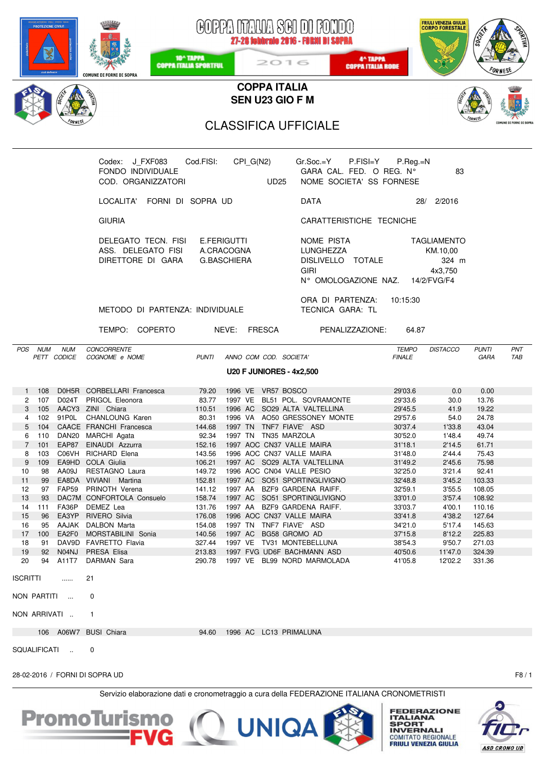# COPPA ITALIA SCI DI FONDO

27-28 febbraio 2016 - FORNI DI SOPRA

10^ TAPPA COPPA ITALIA SPORTFUL | 2016 | 4^ TAPPA COPPA ITALIA RODE

## COPPA ITALIA
## SEN U23 GIO F M

## CLASSIFICA UFFICIALE

Codex: J_FXF083 Cod.FISI: CPI_G(N2) Gr.Soc.=Y P.FISI=Y P.Reg.=N
FONDO INDIVIDUALE GARA CAL. FED. O REG. N° 83
COD. ORGANIZZATORI UD25 NOME SOCIETA' SS FORNESE

LOCALITA' FORNI DI SOPRA UD DATA 28/ 2/2016

GIURIA CARATTERISTICHE TECNICHE

DELEGATO TECN. FISI E.FERIGUTTI
ASS. DELEGATO FISI A.CRACOGNA
DIRETTORE DI GARA G.BASCHIERA

NOME PISTA TAGLIAMENTO
LUNGHEZZA KM.10,00
DISLIVELLO TOTALE 324 m
GIRI 4x3,750
N° OMOLOGAZIONE NAZ. 14/2/FVG/F4

ORA DI PARTENZA: 10:15:30
TECNICA GARA: TL

METODO DI PARTENZA: INDIVIDUALE

TEMPO: COPERTO NEVE: FRESCA PENALIZZAZIONE: 64.87

### U20 F JUNIORES - 4x2,500

| POS | NUM PETT | NUM CODICE | CONCORRENTE COGNOME e NOME | PUNTI | ANNO | COM | COD. SOCIETA' | TEMPO FINALE | DISTACCO | PUNTI GARA | PNT TAB |
|---|---|---|---|---|---|---|---|---|---|---|---|
| 1 | 108 | D0H5R | CORBELLARI Francesca | 79.20 | 1996 | VE | VR57 BOSCO | 29'03.6 | 0.0 | 0.00 | |
| 2 | 107 | D024T | PRIGOL Eleonora | 83.77 | 1997 | VE | BL51 POL. SOVRAMONTE | 29'33.6 | 30.0 | 13.76 | |
| 3 | 105 | AACY3 | ZINI Chiara | 110.51 | 1996 | AC | SO29 ALTA VALTELLINA | 29'45.5 | 41.9 | 19.22 | |
| 4 | 102 | 91P0L | CHANLOUNG Karen | 80.31 | 1996 | VA | AO50 GRESSONEY MONTE | 29'57.6 | 54.0 | 24.78 | |
| 5 | 104 | CAACE | FRANCHI Francesca | 144.68 | 1997 | TN | TNF7 FIAVE' ASD | 30'37.4 | 1'33.8 | 43.04 | |
| 6 | 110 | DAN20 | MARCHI Agata | 92.34 | 1997 | TN | TN35 MARZOLA | 30'52.0 | 1'48.4 | 49.74 | |
| 7 | 101 | EAP87 | EINAUDI Azzurra | 152.16 | 1997 | AOC | CN37 VALLE MAIRA | 31'18.1 | 2'14.5 | 61.71 | |
| 8 | 103 | C06VH | RICHARD Elena | 143.56 | 1996 | AOC | CN37 VALLE MAIRA | 31'48.0 | 2'44.4 | 75.43 | |
| 9 | 109 | EA9HD | COLA Giulia | 106.21 | 1997 | AC | SO29 ALTA VALTELLINA | 31'49.2 | 2'45.6 | 75.98 | |
| 10 | 98 | AA09J | RESTAGNO Laura | 149.72 | 1996 | AOC | CN04 VALLE PESIO | 32'25.0 | 3'21.4 | 92.41 | |
| 11 | 99 | EA8DA | VIVIANI Martina | 152.81 | 1997 | AC | SO51 SPORTINGLIVIGNO | 32'48.8 | 3'45.2 | 103.33 | |
| 12 | 97 | FAP59 | PRINOTH Verena | 141.12 | 1997 | AA | BZF9 GARDENA RAIFF. | 32'59.1 | 3'55.5 | 108.05 | |
| 13 | 93 | DAC7M | CONFORTOLA Consuelo | 158.74 | 1997 | AC | SO51 SPORTINGLIVIGNO | 33'01.0 | 3'57.4 | 108.92 | |
| 14 | 111 | FA36P | DEMEZ Lea | 131.76 | 1997 | AA | BZF9 GARDENA RAIFF. | 33'03.7 | 4'00.1 | 110.16 | |
| 15 | 96 | EA3YP | RIVERO Silvia | 176.08 | 1996 | AOC | CN37 VALLE MAIRA | 33'41.8 | 4'38.2 | 127.64 | |
| 16 | 95 | AAJAK | DALBON Marta | 154.08 | 1997 | TN | TNF7 FIAVE' ASD | 34'21.0 | 5'17.4 | 145.63 | |
| 17 | 100 | EA2F0 | MORSTABILINI Sonia | 140.56 | 1997 | AC | BG58 GROMO AD | 37'15.8 | 8'12.2 | 225.83 | |
| 18 | 91 | DAV9D | FAVRETTO Flavia | 327.44 | 1997 | VE | TV31 MONTEBELLUNA | 38'54.3 | 9'50.7 | 271.03 | |
| 19 | 92 | N04NJ | PRESA Elisa | 213.83 | 1997 | FVG | UD6F BACHMANN ASD | 40'50.6 | 11'47.0 | 324.39 | |
| 20 | 94 | A11T7 | DARMAN Sara | 290.78 | 1997 | VE | BL99 NORD MARMOLADA | 41'05.8 | 12'02.2 | 331.36 | |

ISCRITTI ...... 21

NON PARTITI ... 0

NON ARRIVATI .. 1

| NUM PETT | NUM CODICE | CONCORRENTE COGNOME e NOME | PUNTI | ANNO | COM | COD. SOCIETA' |
|---|---|---|---|---|---|---|
| 106 | A06W7 | BUSI Chiara | 94.60 | 1996 | AC | LC13 PRIMALUNA |

SQUALIFICATI .. 0

28-02-2016 / FORNI DI SOPRA UD F8 / 1

Servizio elaborazione dati e cronometraggio a cura della FEDERAZIONE ITALIANA CRONOMETRISTI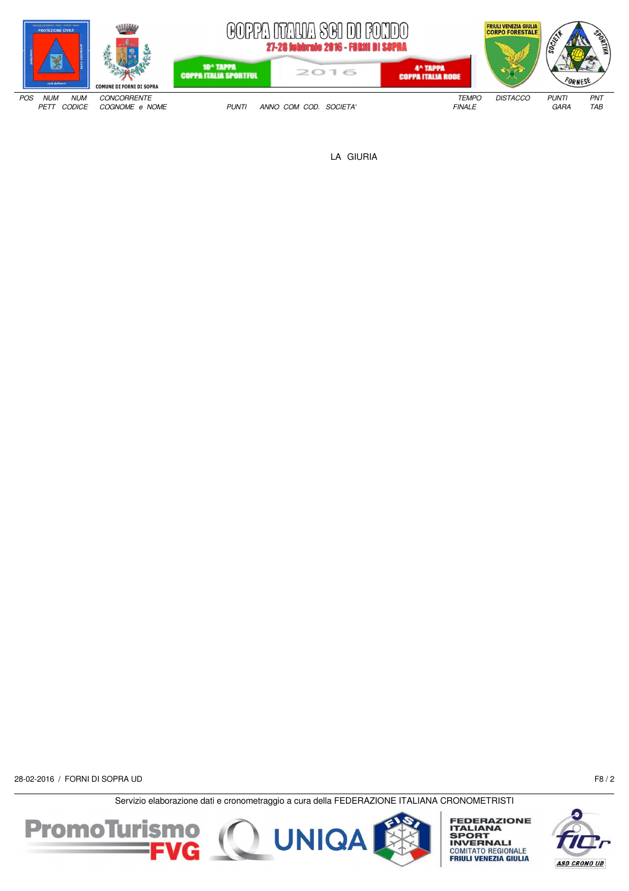| POS | NUM PETT | NUM CODICE | CONCORRENTE COGNOME e NOME | PUNTI | ANNO | COM | COD. | SOCIETA' | TEMPO FINALE | DISTACCO | PUNTI GARA | PNT TAB |
|---|---|---|---|---|---|---|---|---|---|---|---|---|

LA GIURIA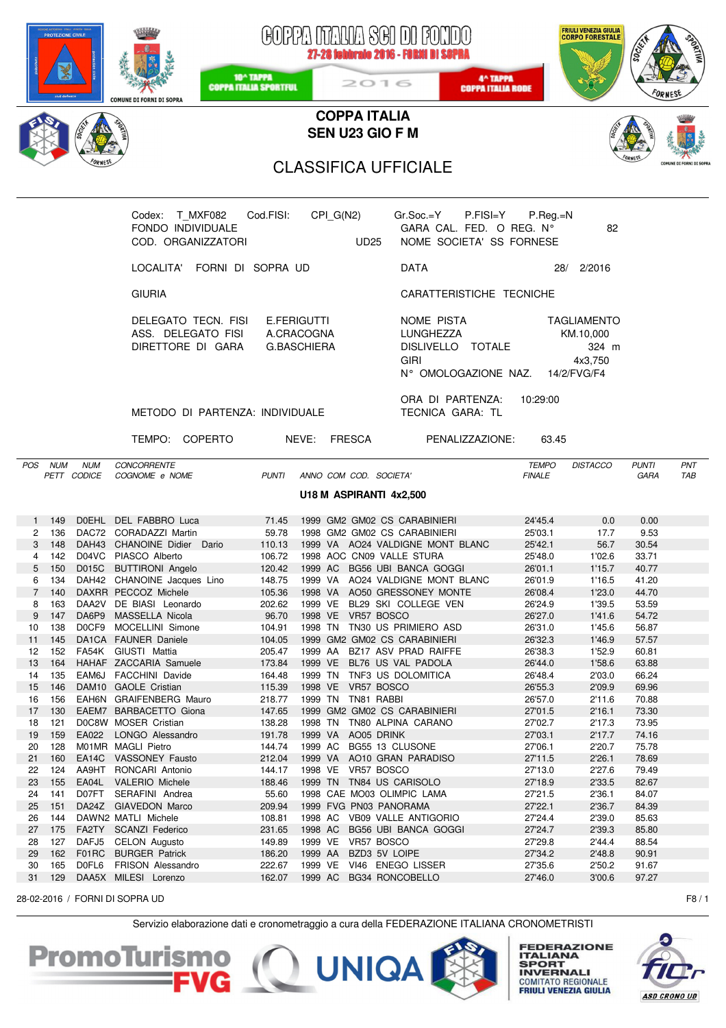# COPPA ITALIA SCI DI FONDO

27-28 febbraio 2016 - FORNI DI SOPRA

10^ TAPPA COPPA ITALIA SPORTFUL — 2016 — 4^ TAPPA COPPA ITALIA RODE

## COPPA ITALIA
## SEN U23 GIO F M

## CLASSIFICA UFFICIALE

Codex: T_MXF082  Cod.FISI: CPI_G(N2)
FONDO INDIVIDUALE
COD. ORGANIZZATORI UD25

Gr.Soc.=Y  P.FISI=Y  P.Reg.=N
GARA CAL. FED. O REG. N° 82
NOME SOCIETA' SS FORNESE

LOCALITA' FORNI DI SOPRA UD

DATA 28/ 2/2016

GIURIA

CARATTERISTICHE TECNICHE

DELEGATO TECN. FISI E.FERIGUTTI
ASS. DELEGATO FISI A.CRACOGNA
DIRETTORE DI GARA G.BASCHIERA

NOME PISTA TAGLIAMENTO
LUNGHEZZA KM.10,000
DISLIVELLO TOTALE 324 m
GIRI 4x3,750
N° OMOLOGAZIONE NAZ. 14/2/FVG/F4

ORA DI PARTENZA: 10:29:00
TECNICA GARA: TL

METODO DI PARTENZA: INDIVIDUALE

TEMPO: COPERTO  NEVE: FRESCA  PENALIZZAZIONE: 63.45

### U18 M ASPIRANTI 4x2,500

| POS | NUM PETT | NUM CODICE | CONCORRENTE COGNOME e NOME | PUNTI | ANNO | COM | COD. SOCIETA' | TEMPO FINALE | DISTACCO | PUNTI GARA | PNT TAB |
|---|---|---|---|---|---|---|---|---|---|---|---|
| 1 | 149 | D0EHL | DEL FABBRO Luca | 71.45 | 1999 | GM2 | GM02 CS CARABINIERI | 24'45.4 | 0.0 | 0.00 | |
| 2 | 136 | DAC72 | CORADAZZI Martin | 59.78 | 1998 | GM2 | GM02 CS CARABINIERI | 25'03.1 | 17.7 | 9.53 | |
| 3 | 148 | DAH43 | CHANOINE Didier Dario | 110.13 | 1999 | VA | AO24 VALDIGNE MONT BLANC | 25'42.1 | 56.7 | 30.54 | |
| 4 | 142 | D04VC | PIASCO Alberto | 106.72 | 1998 | AOC | CN09 VALLE STURA | 25'48.0 | 1'02.6 | 33.71 | |
| 5 | 150 | D015C | BUTTIRONI Angelo | 120.42 | 1999 | AC | BG56 UBI BANCA GOGGI | 26'01.1 | 1'15.7 | 40.77 | |
| 6 | 134 | DAH42 | CHANOINE Jacques Lino | 148.75 | 1999 | VA | AO24 VALDIGNE MONT BLANC | 26'01.9 | 1'16.5 | 41.20 | |
| 7 | 140 | DAXRR | PECCOZ Michele | 105.36 | 1998 | VA | AO50 GRESSONEY MONTE | 26'08.4 | 1'23.0 | 44.70 | |
| 8 | 163 | DAA2V | DE BIASI Leonardo | 202.62 | 1999 | VE | BL29 SKI COLLEGE VEN | 26'24.9 | 1'39.5 | 53.59 | |
| 9 | 147 | DA6P9 | MASSELLA Nicola | 96.70 | 1998 | VE | VR57 BOSCO | 26'27.0 | 1'41.6 | 54.72 | |
| 10 | 138 | D0CF9 | MOCELLINI Simone | 104.91 | 1998 | TN | TN30 US PRIMIERO ASD | 26'31.0 | 1'45.6 | 56.87 | |
| 11 | 145 | DA1CA | FAUNER Daniele | 104.05 | 1999 | GM2 | GM02 CS CARABINIERI | 26'32.3 | 1'46.9 | 57.57 | |
| 12 | 152 | FA54K | GIUSTI Mattia | 205.47 | 1999 | AA | BZ17 ASV PRAD RAIFFE | 26'38.3 | 1'52.9 | 60.81 | |
| 13 | 164 | HAHAF | ZACCARIA Samuele | 173.84 | 1999 | VE | BL76 US VAL PADOLA | 26'44.0 | 1'58.6 | 63.88 | |
| 14 | 135 | EAM6J | FACCHINI Davide | 164.48 | 1999 | TN | TNF3 US DOLOMITICA | 26'48.4 | 2'03.0 | 66.24 | |
| 15 | 146 | DAM10 | GAOLE Cristian | 115.39 | 1998 | VE | VR57 BOSCO | 26'55.3 | 2'09.9 | 69.96 | |
| 16 | 156 | EAH6N | GRAIFENBERG Mauro | 218.77 | 1999 | TN | TN81 RABBI | 26'57.0 | 2'11.6 | 70.88 | |
| 17 | 130 | EAEM7 | BARBACETTO Giona | 147.65 | 1999 | GM2 | GM02 CS CARABINIERI | 27'01.5 | 2'16.1 | 73.30 | |
| 18 | 121 | D0C8W | MOSER Cristian | 138.28 | 1998 | TN | TN80 ALPINA CARANO | 27'02.7 | 2'17.3 | 73.95 | |
| 19 | 159 | EA022 | LONGO Alessandro | 191.78 | 1999 | VA | AO05 DRINK | 27'03.1 | 2'17.7 | 74.16 | |
| 20 | 128 | M01MR | MAGLI Pietro | 144.74 | 1999 | AC | BG55 13 CLUSONE | 27'06.1 | 2'20.7 | 75.78 | |
| 21 | 160 | EA14C | VASSONEY Fausto | 212.04 | 1999 | VA | AO10 GRAN PARADISO | 27'11.5 | 2'26.1 | 78.69 | |
| 22 | 124 | AA9HT | RONCARI Antonio | 144.17 | 1998 | VE | VR57 BOSCO | 27'13.0 | 2'27.6 | 79.49 | |
| 23 | 155 | EA04L | VALERIO Michele | 188.46 | 1999 | TN | TN84 US CARISOLO | 27'18.9 | 2'33.5 | 82.67 | |
| 24 | 141 | D07FT | SERAFINI Andrea | 55.60 | 1998 | CAE | MO03 OLIMPIC LAMA | 27'21.5 | 2'36.1 | 84.07 | |
| 25 | 151 | DA24Z | GIAVEDON Marco | 209.94 | 1999 | FVG | PN03 PANORAMA | 27'22.1 | 2'36.7 | 84.39 | |
| 26 | 144 | DAWN2 | MATLI Michele | 108.81 | 1998 | AC | VB09 VALLE ANTIGORIO | 27'24.4 | 2'39.0 | 85.63 | |
| 27 | 175 | FA2TY | SCANZI Federico | 231.65 | 1998 | AC | BG56 UBI BANCA GOGGI | 27'24.7 | 2'39.3 | 85.80 | |
| 28 | 127 | DAFJ5 | CELON Augusto | 149.89 | 1999 | VE | VR57 BOSCO | 27'29.8 | 2'44.4 | 88.54 | |
| 29 | 162 | F01RC | BURGER Patrick | 186.20 | 1999 | AA | BZD3 5V LOIPE | 27'34.2 | 2'48.8 | 90.91 | |
| 30 | 165 | D0FL6 | FRISON Alessandro | 222.67 | 1999 | VE | VI46 ENEGO LISSER | 27'35.6 | 2'50.2 | 91.67 | |
| 31 | 129 | DAA5X | MILESI Lorenzo | 162.07 | 1999 | AC | BG34 RONCOBELLO | 27'46.0 | 3'00.6 | 97.27 | |

28-02-2016 / FORNI DI SOPRA UD

Servizio elaborazione dati e cronometraggio a cura della FEDERAZIONE ITALIANA CRONOMETRISTI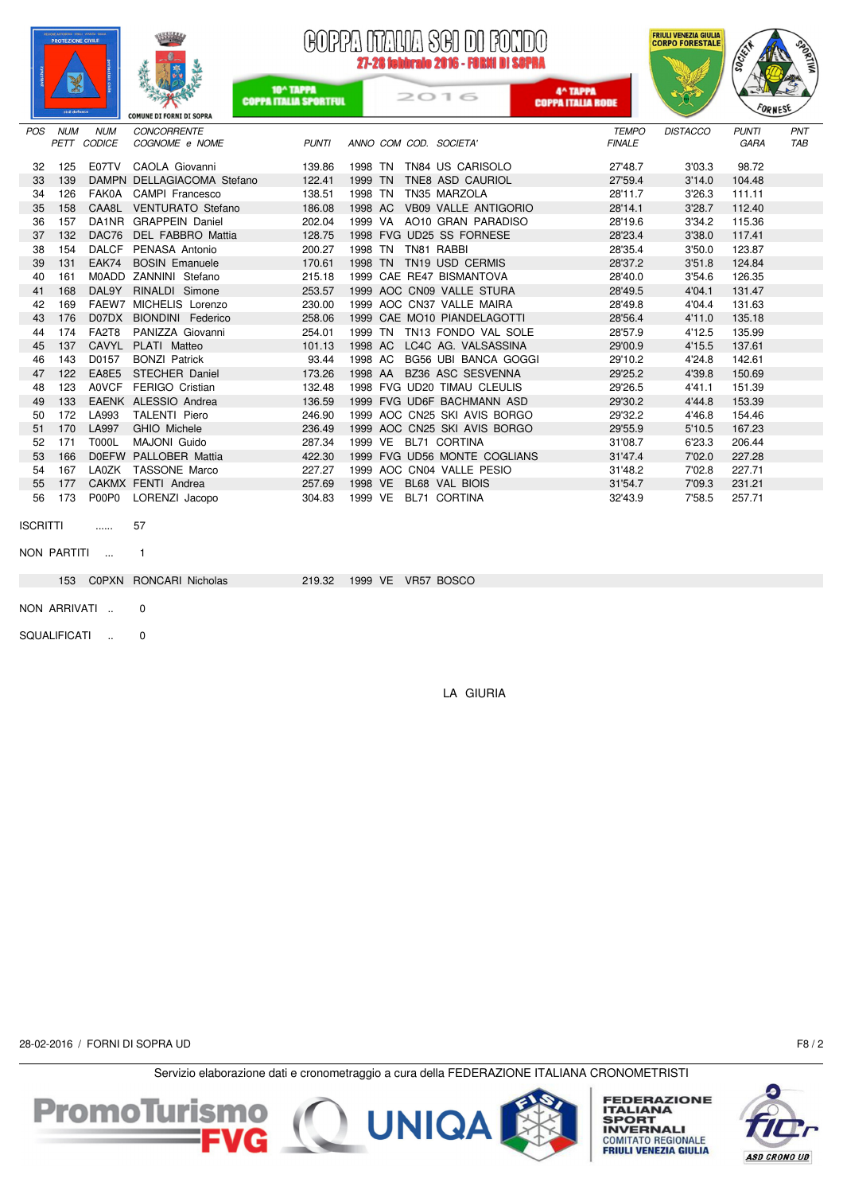# COPPA ITALIA SCI DI FONDO

**27-28 febbraio 2016 - FORNI DI SOPRA**

10^ TAPPA COPPA ITALIA SPORTFUL — 2016 — 4^ TAPPA COPPA ITALIA RODE

| POS | NUM PETT | NUM CODICE | CONCORRENTE COGNOME e NOME | PUNTI | ANNO | COM | COD. | SOCIETA' | TEMPO FINALE | DISTACCO | PUNTI GARA | PNT TAB |
|---|---|---|---|---|---|---|---|---|---|---|---|---|
| 32 | 125 | E07TV | CAOLA Giovanni | 139.86 | 1998 | TN | TN84 | US CARISOLO | 27'48.7 | 3'03.3 | 98.72 | |
| 33 | 139 | DAMPN | DELLAGIACOMA Stefano | 122.41 | 1999 | TN | TNE8 | ASD CAURIOL | 27'59.4 | 3'14.0 | 104.48 | |
| 34 | 126 | FAK0A | CAMPI Francesco | 138.51 | 1998 | TN | TN35 | MARZOLA | 28'11.7 | 3'26.3 | 111.11 | |
| 35 | 158 | CAA8L | VENTURATO Stefano | 186.08 | 1998 | AC | VB09 | VALLE ANTIGORIO | 28'14.1 | 3'28.7 | 112.40 | |
| 36 | 157 | DA1NR | GRAPPEIN Daniel | 202.04 | 1999 | VA | AO10 | GRAN PARADISO | 28'19.6 | 3'34.2 | 115.36 | |
| 37 | 132 | DAC76 | DEL FABBRO Mattia | 128.75 | 1998 | FVG | UD25 | SS FORNESE | 28'23.4 | 3'38.0 | 117.41 | |
| 38 | 154 | DALCF | PENASA Antonio | 200.27 | 1998 | TN | TN81 | RABBI | 28'35.4 | 3'50.0 | 123.87 | |
| 39 | 131 | EAK74 | BOSIN Emanuele | 170.61 | 1998 | TN | TN19 | USD CERMIS | 28'37.2 | 3'51.8 | 124.84 | |
| 40 | 161 | M0ADD | ZANNINI Stefano | 215.18 | 1999 | CAE | RE47 | BISMANTOVA | 28'40.0 | 3'54.6 | 126.35 | |
| 41 | 168 | DAL9Y | RINALDI Simone | 253.57 | 1999 | AOC | CN09 | VALLE STURA | 28'49.5 | 4'04.1 | 131.47 | |
| 42 | 169 | FAEW7 | MICHELIS Lorenzo | 230.00 | 1999 | AOC | CN37 | VALLE MAIRA | 28'49.8 | 4'04.4 | 131.63 | |
| 43 | 176 | D07DX | BIONDINI Federico | 258.06 | 1999 | CAE | MO10 | PIANDELAGOTTI | 28'56.4 | 4'11.0 | 135.18 | |
| 44 | 174 | FA2T8 | PANIZZA Giovanni | 254.01 | 1999 | TN | TN13 | FONDO VAL SOLE | 28'57.9 | 4'12.5 | 135.99 | |
| 45 | 137 | CAVYL | PLATI Matteo | 101.13 | 1998 | AC | LC4C | AG. VALSASSINA | 29'00.9 | 4'15.5 | 137.61 | |
| 46 | 143 | D0157 | BONZI Patrick | 93.44 | 1998 | AC | BG56 | UBI BANCA GOGGI | 29'10.2 | 4'24.8 | 142.61 | |
| 47 | 122 | EA8E5 | STECHER Daniel | 173.26 | 1998 | AA | BZ36 | ASC SESVENNA | 29'25.2 | 4'39.8 | 150.69 | |
| 48 | 123 | A0VCF | FERIGO Cristian | 132.48 | 1998 | FVG | UD20 | TIMAU CLEULIS | 29'26.5 | 4'41.1 | 151.39 | |
| 49 | 133 | EAENK | ALESSIO Andrea | 136.59 | 1999 | FVG | UD6F | BACHMANN ASD | 29'30.2 | 4'44.8 | 153.39 | |
| 50 | 172 | LA993 | TALENTI Piero | 246.90 | 1999 | AOC | CN25 | SKI AVIS BORGO | 29'32.2 | 4'46.8 | 154.46 | |
| 51 | 170 | LA997 | GHIO Michele | 236.49 | 1999 | AOC | CN25 | SKI AVIS BORGO | 29'55.9 | 5'10.5 | 167.23 | |
| 52 | 171 | T000L | MAJONI Guido | 287.34 | 1999 | VE | BL71 | CORTINA | 31'08.7 | 6'23.3 | 206.44 | |
| 53 | 166 | D0EFW | PALLOBER Mattia | 422.30 | 1999 | FVG | UD56 | MONTE COGLIANS | 31'47.4 | 7'02.0 | 227.28 | |
| 54 | 167 | LA0ZK | TASSONE Marco | 227.27 | 1999 | AOC | CN04 | VALLE PESIO | 31'48.2 | 7'02.8 | 227.71 | |
| 55 | 177 | CAKMX | FENTI Andrea | 257.69 | 1998 | VE | BL68 | VAL BIOIS | 31'54.7 | 7'09.3 | 231.21 | |
| 56 | 173 | P00P0 | LORENZI Jacopo | 304.83 | 1999 | VE | BL71 | CORTINA | 32'43.9 | 7'58.5 | 257.71 | |

ISCRITTI ...... 57

NON PARTITI ... 1

| NUM PETT | NUM CODICE | COGNOME e NOME | PUNTI | ANNO | COM | COD. | SOCIETA' |
|---|---|---|---|---|---|---|---|
| 153 | C0PXN | RONCARI Nicholas | 219.32 | 1999 | VE | VR57 | BOSCO |

NON ARRIVATI .. 0

SQUALIFICATI .. 0

LA GIURIA

28-02-2016 / FORNI DI SOPRA UD

Servizio elaborazione dati e cronometraggio a cura della FEDERAZIONE ITALIANA CRONOMETRISTI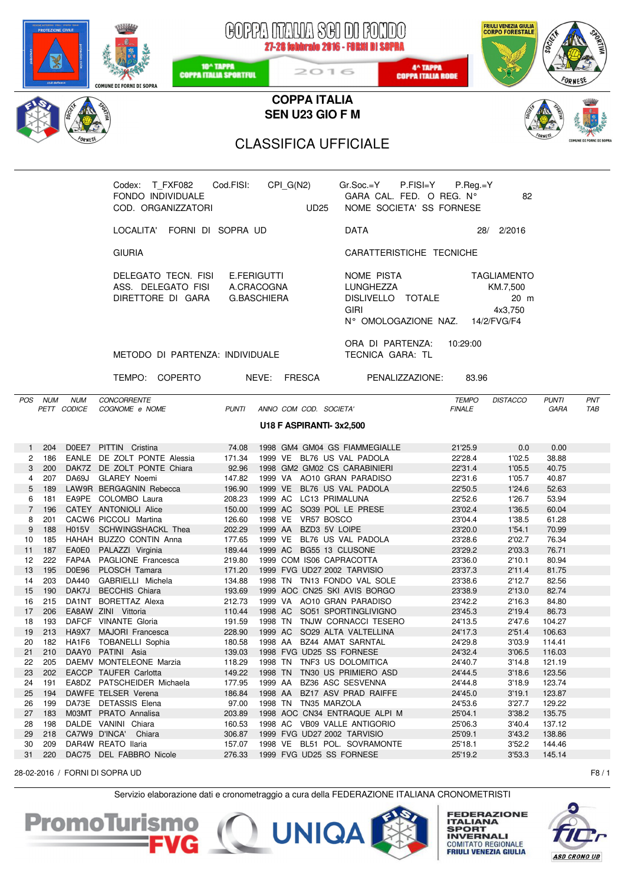# COPPA ITALIA SCI DI FONDO

27-28 febbraio 2016 - FORNI DI SOPRA

10^ TAPPA COPPA ITALIA SPORTFUL — 2016 — 4^ TAPPA COPPA ITALIA RODE

## COPPA ITALIA
## SEN U23 GIO F M

## CLASSIFICA UFFICIALE

Codex: T_FXF082 Cod.FISI: CPI_G(N2)
FONDO INDIVIDUALE
COD. ORGANIZZATORI UD25

Gr.Soc.=Y P.FISI=Y P.Reg.=Y
GARA CAL. FED. O REG. N° 82
NOME SOCIETA' SS FORNESE

LOCALITA' FORNI DI SOPRA UD

DATA 28/ 2/2016

GIURIA

CARATTERISTICHE TECNICHE

DELEGATO TECN. FISI E.FERIGUTTI
ASS. DELEGATO FISI A.CRACOGNA
DIRETTORE DI GARA G.BASCHIERA

NOME PISTA TAGLIAMENTO
LUNGHEZZA KM.7,500
DISLIVELLO TOTALE 20 m
GIRI 4x3,750
N° OMOLOGAZIONE NAZ. 14/2/FVG/F4

ORA DI PARTENZA: 10:29:00
TECNICA GARA: TL

METODO DI PARTENZA: INDIVIDUALE

TEMPO: COPERTO NEVE: FRESCA PENALIZZAZIONE: 83.96

### U18 F ASPIRANTI- 3x2,500

| POS | NUM PETT | NUM CODICE | CONCORRENTE COGNOME e NOME | PUNTI | ANNO | COM | COD. SOCIETA' | TEMPO FINALE | DISTACCO | PUNTI GARA | PNT TAB |
|---|---|---|---|---|---|---|---|---|---|---|---|
| 1 | 204 | D0EE7 | PITTIN Cristina | 74.08 | 1998 | GM4 | GM04 GS FIAMMEGIALLE | 21'25.9 | 0.0 | 0.00 | |
| 2 | 186 | EANLE | DE ZOLT PONTE Alessia | 171.34 | 1999 | VE | BL76 US VAL PADOLA | 22'28.4 | 1'02.5 | 38.88 | |
| 3 | 200 | DAK7Z | DE ZOLT PONTE Chiara | 92.96 | 1998 | GM2 | GM02 CS CARABINIERI | 22'31.4 | 1'05.5 | 40.75 | |
| 4 | 207 | DA69J | GLAREY Noemi | 147.82 | 1999 | VA | AO10 GRAN PARADISO | 22'31.6 | 1'05.7 | 40.87 | |
| 5 | 189 | LAW9R | BERGAGNIN Rebecca | 196.90 | 1999 | VE | BL76 US VAL PADOLA | 22'50.5 | 1'24.6 | 52.63 | |
| 6 | 181 | EA9PE | COLOMBO Laura | 208.23 | 1999 | AC | LC13 PRIMALUNA | 22'52.6 | 1'26.7 | 53.94 | |
| 7 | 196 | CATEY | ANTONIOLI Alice | 150.00 | 1999 | AC | SO39 POL LE PRESE | 23'02.4 | 1'36.5 | 60.04 | |
| 8 | 201 | CACW6 | PICCOLI Martina | 126.60 | 1998 | VE | VR57 BOSCO | 23'04.4 | 1'38.5 | 61.28 | |
| 9 | 188 | H015V | SCHWINGSHACKL Thea | 202.29 | 1999 | AA | BZD3 5V LOIPE | 23'20.0 | 1'54.1 | 70.99 | |
| 10 | 185 | HAHAH | BUZZO CONTIN Anna | 177.65 | 1999 | VE | BL76 US VAL PADOLA | 23'28.6 | 2'02.7 | 76.34 | |
| 11 | 187 | EA0E0 | PALAZZI Virginia | 189.44 | 1999 | AC | BG55 13 CLUSONE | 23'29.2 | 2'03.3 | 76.71 | |
| 12 | 222 | FAP4A | PAGLIONE Francesca | 219.80 | 1999 | COM | IS06 CAPRACOTTA | 23'36.0 | 2'10.1 | 80.94 | |
| 13 | 195 | D0E96 | PLOSCH Tamara | 171.20 | 1999 | FVG | UD27 2002 TARVISIO | 23'37.3 | 2'11.4 | 81.75 | |
| 14 | 203 | DA440 | GABRIELLI Michela | 134.88 | 1998 | TN | TN13 FONDO VAL SOLE | 23'38.6 | 2'12.7 | 82.56 | |
| 15 | 190 | DAK7J | BECCHIS Chiara | 193.69 | 1999 | AOC | CN25 SKI AVIS BORGO | 23'38.9 | 2'13.0 | 82.74 | |
| 16 | 215 | DA1NT | BORETTAZ Alexa | 212.73 | 1999 | VA | AO10 GRAN PARADISO | 23'42.2 | 2'16.3 | 84.80 | |
| 17 | 206 | EA8AW | ZINI Vittoria | 110.44 | 1998 | AC | SO51 SPORTINGLIVIGNO | 23'45.3 | 2'19.4 | 86.73 | |
| 18 | 193 | DAFCF | VINANTE Gloria | 191.59 | 1998 | TN | TNJW CORNACCI TESERO | 24'13.5 | 2'47.6 | 104.27 | |
| 19 | 213 | HA9X7 | MAJORI Francesca | 228.90 | 1999 | AC | SO29 ALTA VALTELLINA | 24'17.3 | 2'51.4 | 106.63 | |
| 20 | 182 | HA1F6 | TOBANELLI Sophia | 180.58 | 1998 | AA | BZ44 AMAT SARNTAL | 24'29.8 | 3'03.9 | 114.41 | |
| 21 | 210 | DAAY0 | PATINI Asia | 139.03 | 1998 | FVG | UD25 SS FORNESE | 24'32.4 | 3'06.5 | 116.03 | |
| 22 | 205 | DAEMV | MONTELEONE Marzia | 118.29 | 1998 | TN | TNF3 US DOLOMITICA | 24'40.7 | 3'14.8 | 121.19 | |
| 23 | 202 | EACCP | TAUFER Carlotta | 149.22 | 1998 | TN | TN30 US PRIMIERO ASD | 24'44.5 | 3'18.6 | 123.56 | |
| 24 | 191 | EA8DZ | PATSCHEIDER Michaela | 177.95 | 1999 | AA | BZ36 ASC SESVENNA | 24'44.8 | 3'18.9 | 123.74 | |
| 25 | 194 | DAWFE | TELSER Verena | 186.84 | 1998 | AA | BZ17 ASV PRAD RAIFFE | 24'45.0 | 3'19.1 | 123.87 | |
| 26 | 199 | DA73E | DETASSIS Elena | 97.00 | 1998 | TN | TN35 MARZOLA | 24'53.6 | 3'27.7 | 129.22 | |
| 27 | 183 | M03MT | PRATO Annalisa | 203.89 | 1998 | AOC | CN34 ENTRAQUE ALPI M | 25'04.1 | 3'38.2 | 135.75 | |
| 28 | 198 | DALDE | VANINI Chiara | 160.53 | 1998 | AC | VB09 VALLE ANTIGORIO | 25'06.3 | 3'40.4 | 137.12 | |
| 29 | 218 | CA7W9 | D'INCA' Chiara | 306.87 | 1999 | FVG | UD27 2002 TARVISIO | 25'09.1 | 3'43.2 | 138.86 | |
| 30 | 209 | DAR4W | REATO Ilaria | 157.07 | 1998 | VE | BL51 POL. SOVRAMONTE | 25'18.1 | 3'52.2 | 144.46 | |
| 31 | 220 | DAC75 | DEL FABBRO Nicole | 276.33 | 1999 | FVG | UD25 SS FORNESE | 25'19.2 | 3'53.3 | 145.14 | |

28-02-2016 / FORNI DI SOPRA UD

Servizio elaborazione dati e cronometraggio a cura della FEDERAZIONE ITALIANA CRONOMETRISTI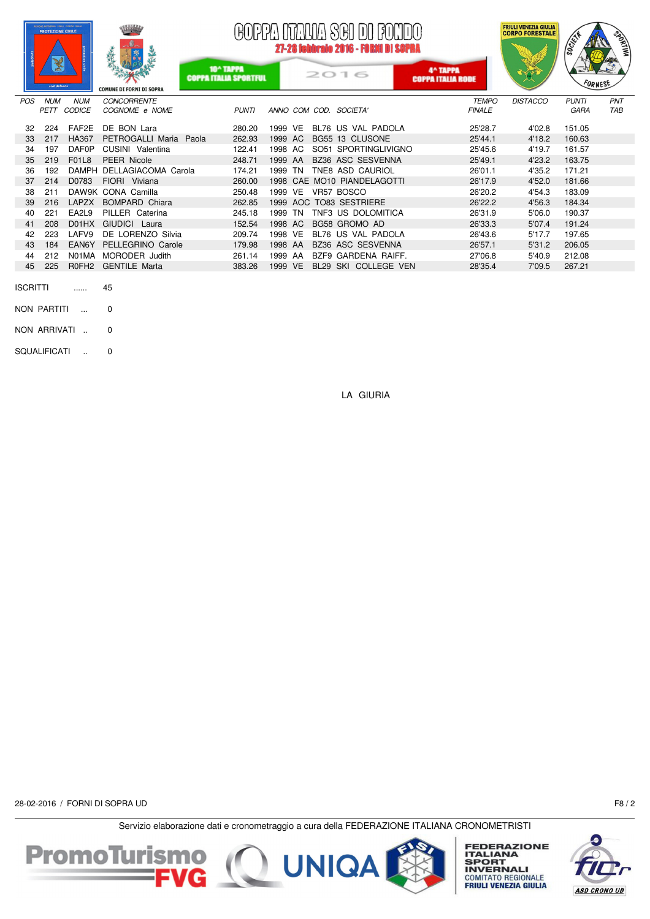# COPPA ITALIA SCI DI FONDO

27-28 febbraio 2016 - FORNI DI SOPRA

10^ TAPPA COPPA ITALIA SPORTFUL — 2016 — 4^ TAPPA COPPA ITALIA RODE

COMUNE DI FORNI DI SOPRA

| POS | NUM PETT | NUM CODICE | CONCORRENTE COGNOME e NOME | PUNTI | ANNO | COM | COD. SOCIETA' | TEMPO FINALE | DISTACCO | PUNTI GARA | PNT TAB |
|---|---|---|---|---|---|---|---|---|---|---|---|
| 32 | 224 | FAF2E | DE BON Lara | 280.20 | 1999 | VE | BL76 US VAL PADOLA | 25'28.7 | 4'02.8 | 151.05 | |
| 33 | 217 | HA367 | PETROGALLI Maria Paola | 262.93 | 1999 | AC | BG55 13 CLUSONE | 25'44.1 | 4'18.2 | 160.63 | |
| 34 | 197 | DAF0P | CUSINI Valentina | 122.41 | 1998 | AC | SO51 SPORTINGLIVIGNO | 25'45.6 | 4'19.7 | 161.57 | |
| 35 | 219 | F01L8 | PEER Nicole | 248.71 | 1999 | AA | BZ36 ASC SESVENNA | 25'49.1 | 4'23.2 | 163.75 | |
| 36 | 192 | DAMPH | DELLAGIACOMA Carola | 174.21 | 1999 | TN | TNE8 ASD CAURIOL | 26'01.1 | 4'35.2 | 171.21 | |
| 37 | 214 | D0783 | FIORI Viviana | 260.00 | 1998 | CAE | MO10 PIANDELAGOTTI | 26'17.9 | 4'52.0 | 181.66 | |
| 38 | 211 | DAW9K | CONA Camilla | 250.48 | 1999 | VE | VR57 BOSCO | 26'20.2 | 4'54.3 | 183.09 | |
| 39 | 216 | LAPZX | BOMPARD Chiara | 262.85 | 1999 | AOC | TO83 SESTRIERE | 26'22.2 | 4'56.3 | 184.34 | |
| 40 | 221 | EA2L9 | PILLER Caterina | 245.18 | 1999 | TN | TNF3 US DOLOMITICA | 26'31.9 | 5'06.0 | 190.37 | |
| 41 | 208 | D01HX | GIUDICI Laura | 152.54 | 1998 | AC | BG58 GROMO AD | 26'33.3 | 5'07.4 | 191.24 | |
| 42 | 223 | LAFV9 | DE LORENZO Silvia | 209.74 | 1998 | VE | BL76 US VAL PADOLA | 26'43.6 | 5'17.7 | 197.65 | |
| 43 | 184 | EAN6Y | PELLEGRINO Carole | 179.98 | 1998 | AA | BZ36 ASC SESVENNA | 26'57.1 | 5'31.2 | 206.05 | |
| 44 | 212 | N01MA | MORODER Judith | 261.14 | 1999 | AA | BZF9 GARDENA RAIFF. | 27'06.8 | 5'40.9 | 212.08 | |
| 45 | 225 | R0FH2 | GENTILE Marta | 383.26 | 1999 | VE | BL29 SKI COLLEGE VEN | 28'35.4 | 7'09.5 | 267.21 | |

ISCRITTI ...... 45

NON PARTITI ... 0

NON ARRIVATI .. 0

SQUALIFICATI .. 0

LA GIURIA

28-02-2016 / FORNI DI SOPRA UD

Servizio elaborazione dati e cronometraggio a cura della FEDERAZIONE ITALIANA CRONOMETRISTI